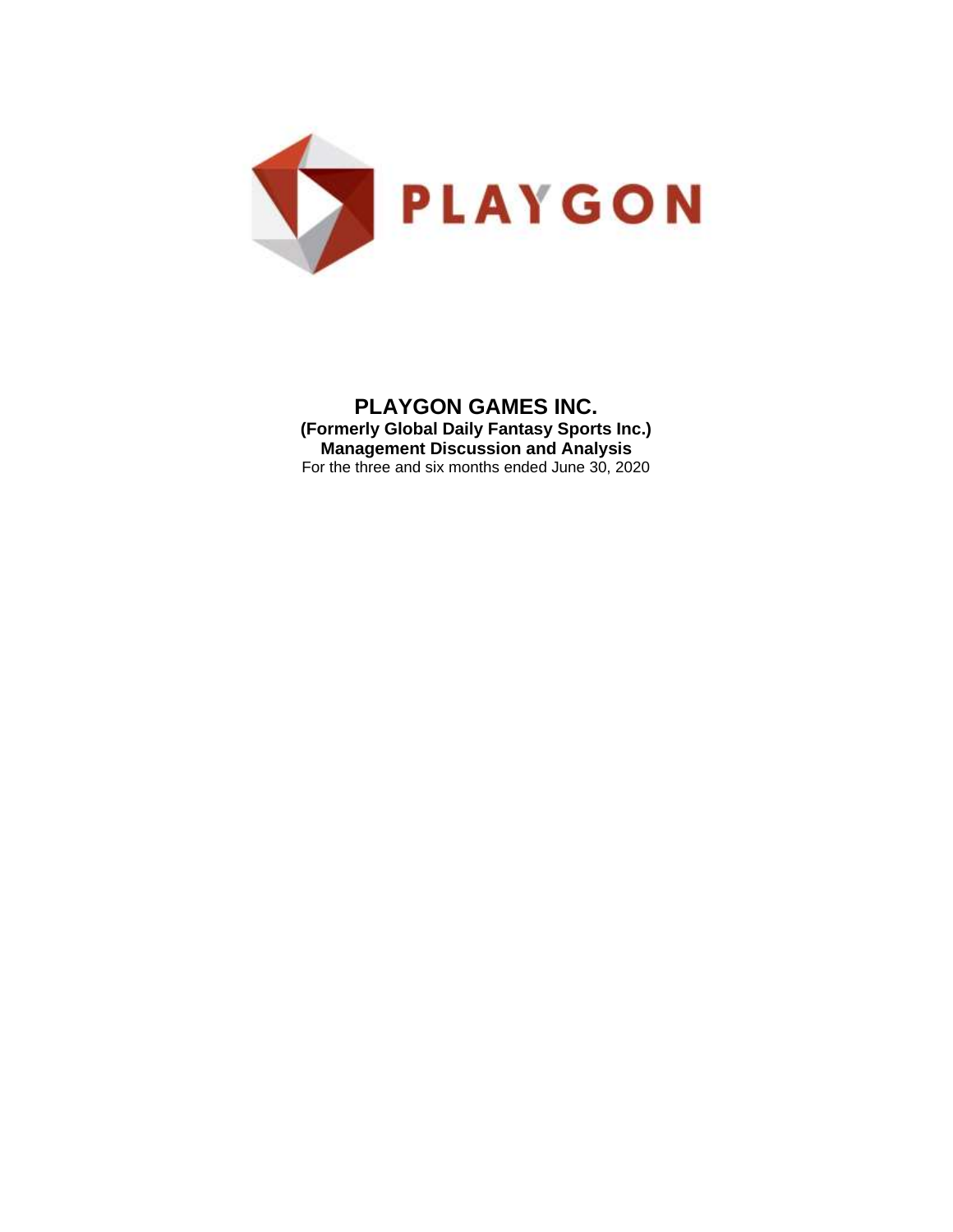PLAYGON

# PLAYGON GAMES INC.

**(Formerly Global Daily Fantasy Sports Inc.)**

**Management Discussion and Analysis**

For the three and six months ended June 30, 2020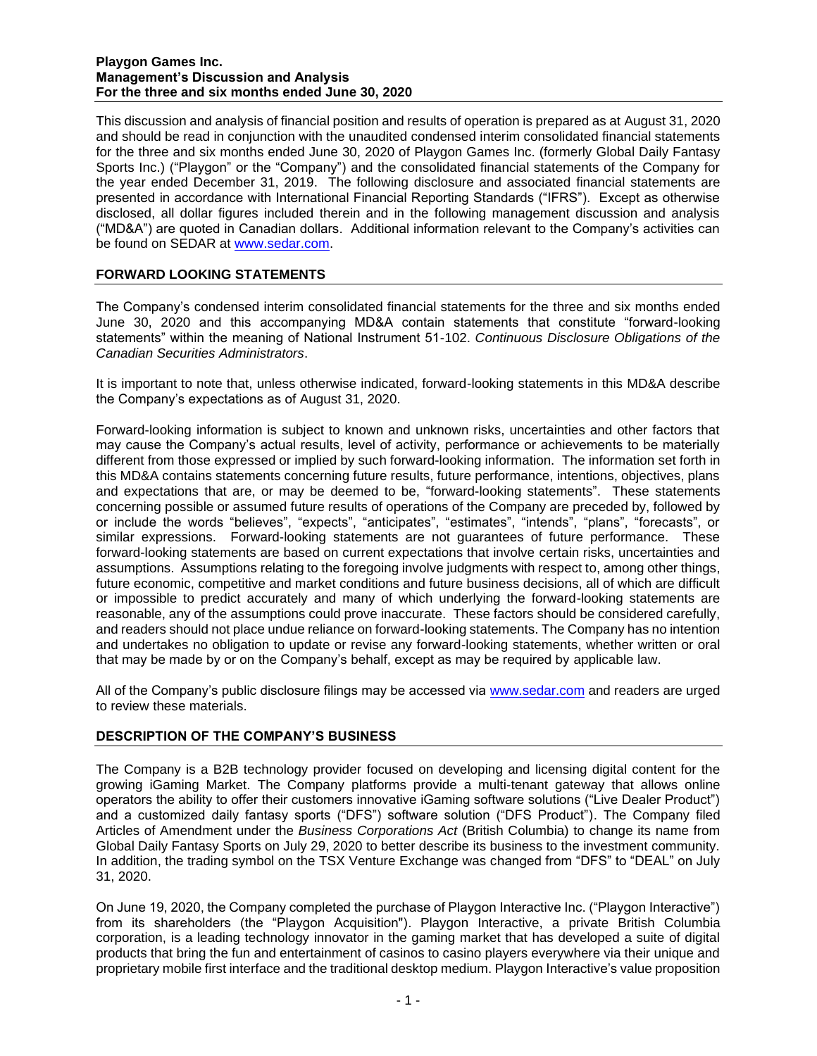This discussion and analysis of financial position and results of operation is prepared as at August 31, 2020 and should be read in conjunction with the unaudited condensed interim consolidated financial statements for the three and six months ended June 30, 2020 of Playgon Games Inc. (formerly Global Daily Fantasy Sports Inc.) ("Playgon" or the "Company") and the consolidated financial statements of the Company for the year ended December 31, 2019. The following disclosure and associated financial statements are presented in accordance with International Financial Reporting Standards ("IFRS"). Except as otherwise disclosed, all dollar figures included therein and in the following management discussion and analysis ("MD&A") are quoted in Canadian dollars. Additional information relevant to the Company's activities can be found on SEDAR at www.sedar.com.

## FORWARD LOOKING STATEMENTS

The Company's condensed interim consolidated financial statements for the three and six months ended June 30, 2020 and this accompanying MD&A contain statements that constitute "forward-looking statements" within the meaning of National Instrument 51-102. *Continuous Disclosure Obligations of the Canadian Securities Administrators*.

It is important to note that, unless otherwise indicated, forward-looking statements in this MD&A describe the Company's expectations as of August 31, 2020.

Forward-looking information is subject to known and unknown risks, uncertainties and other factors that may cause the Company's actual results, level of activity, performance or achievements to be materially different from those expressed or implied by such forward-looking information. The information set forth in this MD&A contains statements concerning future results, future performance, intentions, objectives, plans and expectations that are, or may be deemed to be, "forward-looking statements". These statements concerning possible or assumed future results of operations of the Company are preceded by, followed by or include the words "believes", "expects", "anticipates", "estimates", "intends", "plans", "forecasts", or similar expressions. Forward-looking statements are not guarantees of future performance. These forward-looking statements are based on current expectations that involve certain risks, uncertainties and assumptions. Assumptions relating to the foregoing involve judgments with respect to, among other things, future economic, competitive and market conditions and future business decisions, all of which are difficult or impossible to predict accurately and many of which underlying the forward-looking statements are reasonable, any of the assumptions could prove inaccurate. These factors should be considered carefully, and readers should not place undue reliance on forward-looking statements. The Company has no intention and undertakes no obligation to update or revise any forward-looking statements, whether written or oral that may be made by or on the Company's behalf, except as may be required by applicable law.

All of the Company's public disclosure filings may be accessed via www.sedar.com and readers are urged to review these materials.

## DESCRIPTION OF THE COMPANY'S BUSINESS

The Company is a B2B technology provider focused on developing and licensing digital content for the growing iGaming Market. The Company platforms provide a multi-tenant gateway that allows online operators the ability to offer their customers innovative iGaming software solutions ("Live Dealer Product") and a customized daily fantasy sports ("DFS") software solution ("DFS Product"). The Company filed Articles of Amendment under the *Business Corporations Act* (British Columbia) to change its name from Global Daily Fantasy Sports on July 29, 2020 to better describe its business to the investment community. In addition, the trading symbol on the TSX Venture Exchange was changed from "DFS" to "DEAL" on July 31, 2020.

On June 19, 2020, the Company completed the purchase of Playgon Interactive Inc. ("Playgon Interactive") from its shareholders (the "Playgon Acquisition"). Playgon Interactive, a private British Columbia corporation, is a leading technology innovator in the gaming market that has developed a suite of digital products that bring the fun and entertainment of casinos to casino players everywhere via their unique and proprietary mobile first interface and the traditional desktop medium. Playgon Interactive's value proposition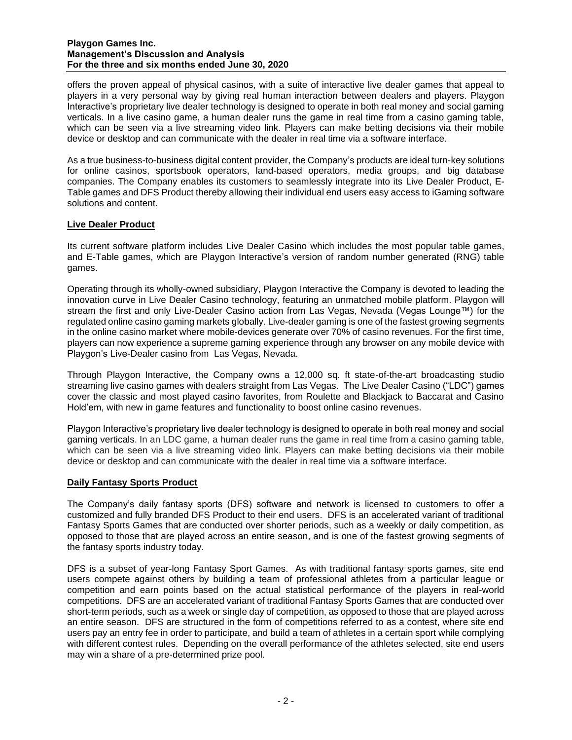offers the proven appeal of physical casinos, with a suite of interactive live dealer games that appeal to players in a very personal way by giving real human interaction between dealers and players. Playgon Interactive's proprietary live dealer technology is designed to operate in both real money and social gaming verticals. In a live casino game, a human dealer runs the game in real time from a casino gaming table, which can be seen via a live streaming video link. Players can make betting decisions via their mobile device or desktop and can communicate with the dealer in real time via a software interface.

As a true business-to-business digital content provider, the Company's products are ideal turn-key solutions for online casinos, sportsbook operators, land-based operators, media groups, and big database companies. The Company enables its customers to seamlessly integrate into its Live Dealer Product, E-Table games and DFS Product thereby allowing their individual end users easy access to iGaming software solutions and content.

**Live Dealer Product**

Its current software platform includes Live Dealer Casino which includes the most popular table games, and E-Table games, which are Playgon Interactive's version of random number generated (RNG) table games.

Operating through its wholly-owned subsidiary, Playgon Interactive the Company is devoted to leading the innovation curve in Live Dealer Casino technology, featuring an unmatched mobile platform. Playgon will stream the first and only Live-Dealer Casino action from Las Vegas, Nevada (Vegas Lounge™) for the regulated online casino gaming markets globally. Live-dealer gaming is one of the fastest growing segments in the online casino market where mobile-devices generate over 70% of casino revenues. For the first time, players can now experience a supreme gaming experience through any browser on any mobile device with Playgon's Live-Dealer casino from Las Vegas, Nevada.

Through Playgon Interactive, the Company owns a 12,000 sq. ft state-of-the-art broadcasting studio streaming live casino games with dealers straight from Las Vegas. The Live Dealer Casino ("LDC") games cover the classic and most played casino favorites, from Roulette and Blackjack to Baccarat and Casino Hold'em, with new in game features and functionality to boost online casino revenues.

Playgon Interactive's proprietary live dealer technology is designed to operate in both real money and social gaming verticals. In an LDC game, a human dealer runs the game in real time from a casino gaming table, which can be seen via a live streaming video link. Players can make betting decisions via their mobile device or desktop and can communicate with the dealer in real time via a software interface.

**Daily Fantasy Sports Product**

The Company's daily fantasy sports (DFS) software and network is licensed to customers to offer a customized and fully branded DFS Product to their end users. DFS is an accelerated variant of traditional Fantasy Sports Games that are conducted over shorter periods, such as a weekly or daily competition, as opposed to those that are played across an entire season, and is one of the fastest growing segments of the fantasy sports industry today.

DFS is a subset of year-long Fantasy Sport Games. As with traditional fantasy sports games, site end users compete against others by building a team of professional athletes from a particular league or competition and earn points based on the actual statistical performance of the players in real-world competitions. DFS are an accelerated variant of traditional Fantasy Sports Games that are conducted over short-term periods, such as a week or single day of competition, as opposed to those that are played across an entire season. DFS are structured in the form of competitions referred to as a contest, where site end users pay an entry fee in order to participate, and build a team of athletes in a certain sport while complying with different contest rules. Depending on the overall performance of the athletes selected, site end users may win a share of a pre-determined prize pool.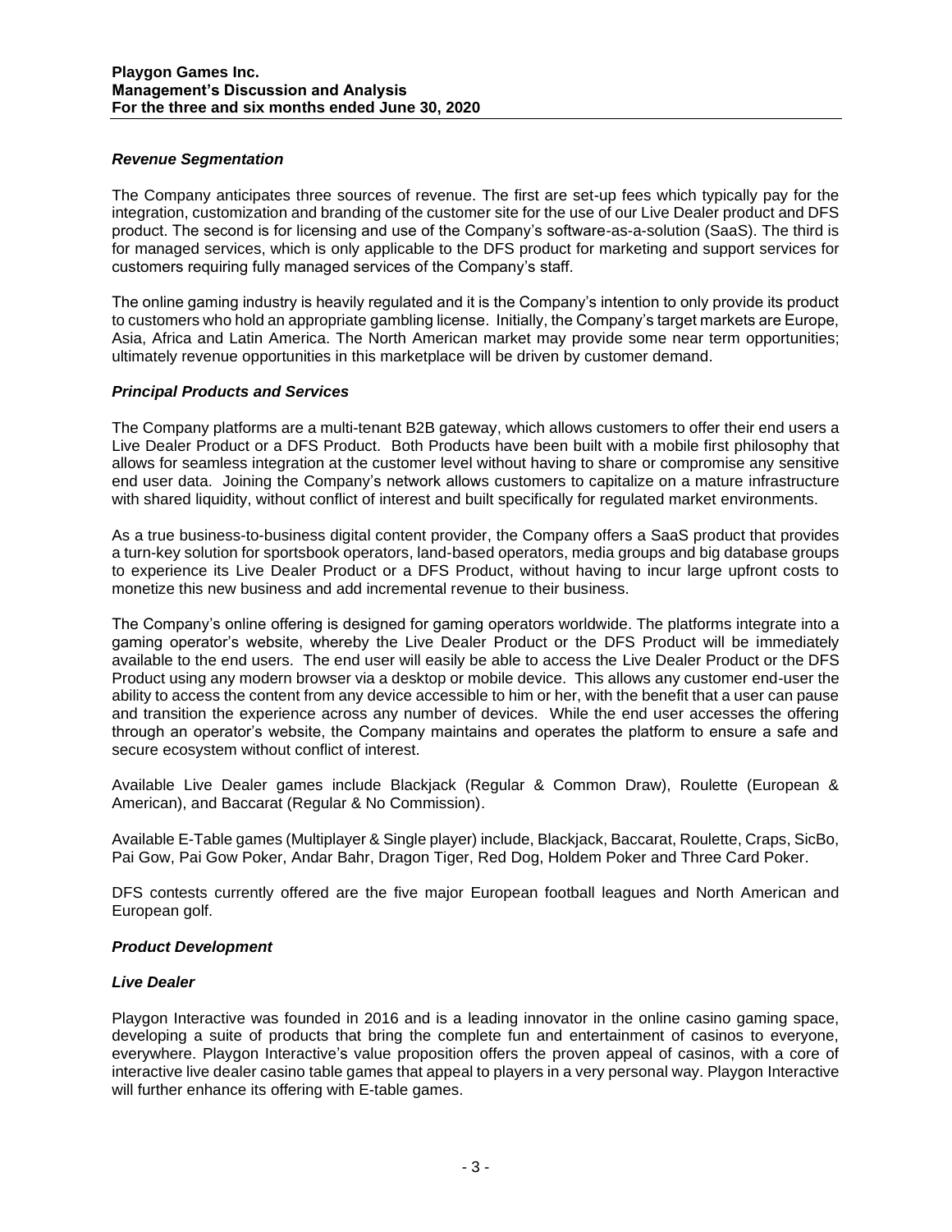### *Revenue Segmentation*

The Company anticipates three sources of revenue. The first are set-up fees which typically pay for the integration, customization and branding of the customer site for the use of our Live Dealer product and DFS product. The second is for licensing and use of the Company's software-as-a-solution (SaaS). The third is for managed services, which is only applicable to the DFS product for marketing and support services for customers requiring fully managed services of the Company's staff.

The online gaming industry is heavily regulated and it is the Company's intention to only provide its product to customers who hold an appropriate gambling license. Initially, the Company's target markets are Europe, Asia, Africa and Latin America. The North American market may provide some near term opportunities; ultimately revenue opportunities in this marketplace will be driven by customer demand.

### *Principal Products and Services*

The Company platforms are a multi-tenant B2B gateway, which allows customers to offer their end users a Live Dealer Product or a DFS Product. Both Products have been built with a mobile first philosophy that allows for seamless integration at the customer level without having to share or compromise any sensitive end user data. Joining the Company's network allows customers to capitalize on a mature infrastructure with shared liquidity, without conflict of interest and built specifically for regulated market environments.

As a true business-to-business digital content provider, the Company offers a SaaS product that provides a turn-key solution for sportsbook operators, land-based operators, media groups and big database groups to experience its Live Dealer Product or a DFS Product, without having to incur large upfront costs to monetize this new business and add incremental revenue to their business.

The Company's online offering is designed for gaming operators worldwide. The platforms integrate into a gaming operator's website, whereby the Live Dealer Product or the DFS Product will be immediately available to the end users. The end user will easily be able to access the Live Dealer Product or the DFS Product using any modern browser via a desktop or mobile device. This allows any customer end-user the ability to access the content from any device accessible to him or her, with the benefit that a user can pause and transition the experience across any number of devices. While the end user accesses the offering through an operator's website, the Company maintains and operates the platform to ensure a safe and secure ecosystem without conflict of interest.

Available Live Dealer games include Blackjack (Regular & Common Draw), Roulette (European & American), and Baccarat (Regular & No Commission).

Available E-Table games (Multiplayer & Single player) include, Blackjack, Baccarat, Roulette, Craps, SicBo, Pai Gow, Pai Gow Poker, Andar Bahr, Dragon Tiger, Red Dog, Holdem Poker and Three Card Poker.

DFS contests currently offered are the five major European football leagues and North American and European golf.

### *Product Development*

### *Live Dealer*

Playgon Interactive was founded in 2016 and is a leading innovator in the online casino gaming space, developing a suite of products that bring the complete fun and entertainment of casinos to everyone, everywhere. Playgon Interactive's value proposition offers the proven appeal of casinos, with a core of interactive live dealer casino table games that appeal to players in a very personal way. Playgon Interactive will further enhance its offering with E-table games.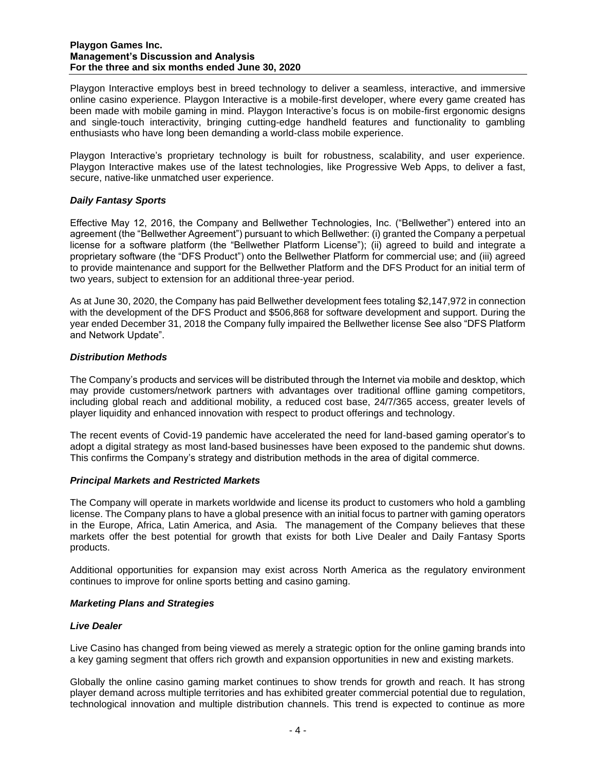Playgon Interactive employs best in breed technology to deliver a seamless, interactive, and immersive online casino experience. Playgon Interactive is a mobile-first developer, where every game created has been made with mobile gaming in mind. Playgon Interactive's focus is on mobile-first ergonomic designs and single-touch interactivity, bringing cutting-edge handheld features and functionality to gambling enthusiasts who have long been demanding a world-class mobile experience.

Playgon Interactive's proprietary technology is built for robustness, scalability, and user experience. Playgon Interactive makes use of the latest technologies, like Progressive Web Apps, to deliver a fast, secure, native-like unmatched user experience.

### *Daily Fantasy Sports*

Effective May 12, 2016, the Company and Bellwether Technologies, Inc. ("Bellwether") entered into an agreement (the "Bellwether Agreement") pursuant to which Bellwether: (i) granted the Company a perpetual license for a software platform (the "Bellwether Platform License"); (ii) agreed to build and integrate a proprietary software (the "DFS Product") onto the Bellwether Platform for commercial use; and (iii) agreed to provide maintenance and support for the Bellwether Platform and the DFS Product for an initial term of two years, subject to extension for an additional three-year period.

As at June 30, 2020, the Company has paid Bellwether development fees totaling $2,147,972 in connection with the development of the DFS Product and $506,868 for software development and support. During the year ended December 31, 2018 the Company fully impaired the Bellwether license See also "DFS Platform and Network Update".

### *Distribution Methods*

The Company's products and services will be distributed through the Internet via mobile and desktop, which may provide customers/network partners with advantages over traditional offline gaming competitors, including global reach and additional mobility, a reduced cost base, 24/7/365 access, greater levels of player liquidity and enhanced innovation with respect to product offerings and technology.

The recent events of Covid-19 pandemic have accelerated the need for land-based gaming operator's to adopt a digital strategy as most land-based businesses have been exposed to the pandemic shut downs. This confirms the Company's strategy and distribution methods in the area of digital commerce.

### *Principal Markets and Restricted Markets*

The Company will operate in markets worldwide and license its product to customers who hold a gambling license. The Company plans to have a global presence with an initial focus to partner with gaming operators in the Europe, Africa, Latin America, and Asia. The management of the Company believes that these markets offer the best potential for growth that exists for both Live Dealer and Daily Fantasy Sports products.

Additional opportunities for expansion may exist across North America as the regulatory environment continues to improve for online sports betting and casino gaming.

### *Marketing Plans and Strategies*

### *Live Dealer*

Live Casino has changed from being viewed as merely a strategic option for the online gaming brands into a key gaming segment that offers rich growth and expansion opportunities in new and existing markets.

Globally the online casino gaming market continues to show trends for growth and reach. It has strong player demand across multiple territories and has exhibited greater commercial potential due to regulation, technological innovation and multiple distribution channels. This trend is expected to continue as more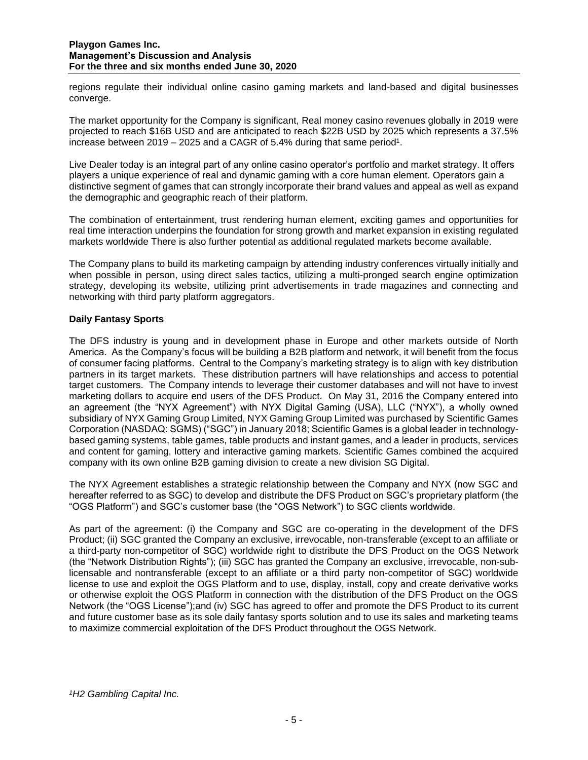regions regulate their individual online casino gaming markets and land-based and digital businesses converge.

The market opportunity for the Company is significant, Real money casino revenues globally in 2019 were projected to reach $16B USD and are anticipated to reach $22B USD by 2025 which represents a 37.5% increase between 2019 – 2025 and a CAGR of 5.4% during that same period[1].

Live Dealer today is an integral part of any online casino operator's portfolio and market strategy. It offers players a unique experience of real and dynamic gaming with a core human element. Operators gain a distinctive segment of games that can strongly incorporate their brand values and appeal as well as expand the demographic and geographic reach of their platform.

The combination of entertainment, trust rendering human element, exciting games and opportunities for real time interaction underpins the foundation for strong growth and market expansion in existing regulated markets worldwide There is also further potential as additional regulated markets become available.

The Company plans to build its marketing campaign by attending industry conferences virtually initially and when possible in person, using direct sales tactics, utilizing a multi-pronged search engine optimization strategy, developing its website, utilizing print advertisements in trade magazines and connecting and networking with third party platform aggregators.

**Daily Fantasy Sports**

The DFS industry is young and in development phase in Europe and other markets outside of North America. As the Company's focus will be building a B2B platform and network, it will benefit from the focus of consumer facing platforms. Central to the Company's marketing strategy is to align with key distribution partners in its target markets. These distribution partners will have relationships and access to potential target customers. The Company intends to leverage their customer databases and will not have to invest marketing dollars to acquire end users of the DFS Product. On May 31, 2016 the Company entered into an agreement (the "NYX Agreement") with NYX Digital Gaming (USA), LLC ("NYX"), a wholly owned subsidiary of NYX Gaming Group Limited, NYX Gaming Group Limited was purchased by Scientific Games Corporation (NASDAQ: SGMS) ("SGC") in January 2018; Scientific Games is a global leader in technology-based gaming systems, table games, table products and instant games, and a leader in products, services and content for gaming, lottery and interactive gaming markets. Scientific Games combined the acquired company with its own online B2B gaming division to create a new division SG Digital.

The NYX Agreement establishes a strategic relationship between the Company and NYX (now SGC and hereafter referred to as SGC) to develop and distribute the DFS Product on SGC's proprietary platform (the "OGS Platform") and SGC's customer base (the "OGS Network") to SGC clients worldwide.

As part of the agreement: (i) the Company and SGC are co-operating in the development of the DFS Product; (ii) SGC granted the Company an exclusive, irrevocable, non-transferable (except to an affiliate or a third-party non-competitor of SGC) worldwide right to distribute the DFS Product on the OGS Network (the "Network Distribution Rights"); (iii) SGC has granted the Company an exclusive, irrevocable, non-sub-licensable and nontransferable (except to an affiliate or a third party non-competitor of SGC) worldwide license to use and exploit the OGS Platform and to use, display, install, copy and create derivative works or otherwise exploit the OGS Platform in connection with the distribution of the DFS Product on the OGS Network (the "OGS License");and (iv) SGC has agreed to offer and promote the DFS Product to its current and future customer base as its sole daily fantasy sports solution and to use its sales and marketing teams to maximize commercial exploitation of the DFS Product throughout the OGS Network.

*[1]H2 Gambling Capital Inc.*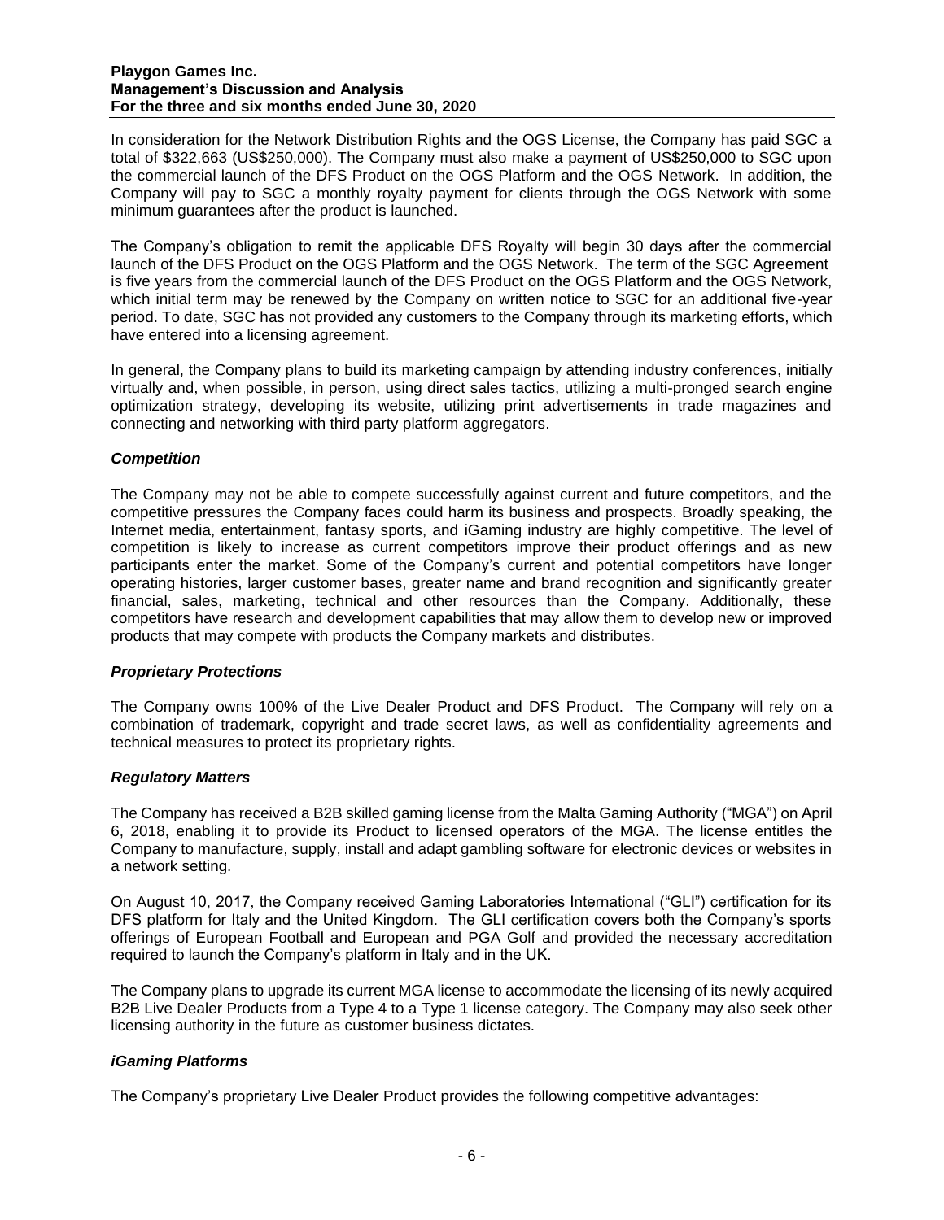In consideration for the Network Distribution Rights and the OGS License, the Company has paid SGC a total of $322,663 (US$250,000). The Company must also make a payment of US$250,000 to SGC upon the commercial launch of the DFS Product on the OGS Platform and the OGS Network. In addition, the Company will pay to SGC a monthly royalty payment for clients through the OGS Network with some minimum guarantees after the product is launched.

The Company's obligation to remit the applicable DFS Royalty will begin 30 days after the commercial launch of the DFS Product on the OGS Platform and the OGS Network. The term of the SGC Agreement is five years from the commercial launch of the DFS Product on the OGS Platform and the OGS Network, which initial term may be renewed by the Company on written notice to SGC for an additional five-year period. To date, SGC has not provided any customers to the Company through its marketing efforts, which have entered into a licensing agreement.

In general, the Company plans to build its marketing campaign by attending industry conferences, initially virtually and, when possible, in person, using direct sales tactics, utilizing a multi-pronged search engine optimization strategy, developing its website, utilizing print advertisements in trade magazines and connecting and networking with third party platform aggregators.

### *Competition*

The Company may not be able to compete successfully against current and future competitors, and the competitive pressures the Company faces could harm its business and prospects. Broadly speaking, the Internet media, entertainment, fantasy sports, and iGaming industry are highly competitive. The level of competition is likely to increase as current competitors improve their product offerings and as new participants enter the market. Some of the Company's current and potential competitors have longer operating histories, larger customer bases, greater name and brand recognition and significantly greater financial, sales, marketing, technical and other resources than the Company. Additionally, these competitors have research and development capabilities that may allow them to develop new or improved products that may compete with products the Company markets and distributes.

### *Proprietary Protections*

The Company owns 100% of the Live Dealer Product and DFS Product. The Company will rely on a combination of trademark, copyright and trade secret laws, as well as confidentiality agreements and technical measures to protect its proprietary rights.

### *Regulatory Matters*

The Company has received a B2B skilled gaming license from the Malta Gaming Authority ("MGA") on April 6, 2018, enabling it to provide its Product to licensed operators of the MGA. The license entitles the Company to manufacture, supply, install and adapt gambling software for electronic devices or websites in a network setting.

On August 10, 2017, the Company received Gaming Laboratories International ("GLI") certification for its DFS platform for Italy and the United Kingdom. The GLI certification covers both the Company's sports offerings of European Football and European and PGA Golf and provided the necessary accreditation required to launch the Company's platform in Italy and in the UK.

The Company plans to upgrade its current MGA license to accommodate the licensing of its newly acquired B2B Live Dealer Products from a Type 4 to a Type 1 license category. The Company may also seek other licensing authority in the future as customer business dictates.

### *iGaming Platforms*

The Company's proprietary Live Dealer Product provides the following competitive advantages: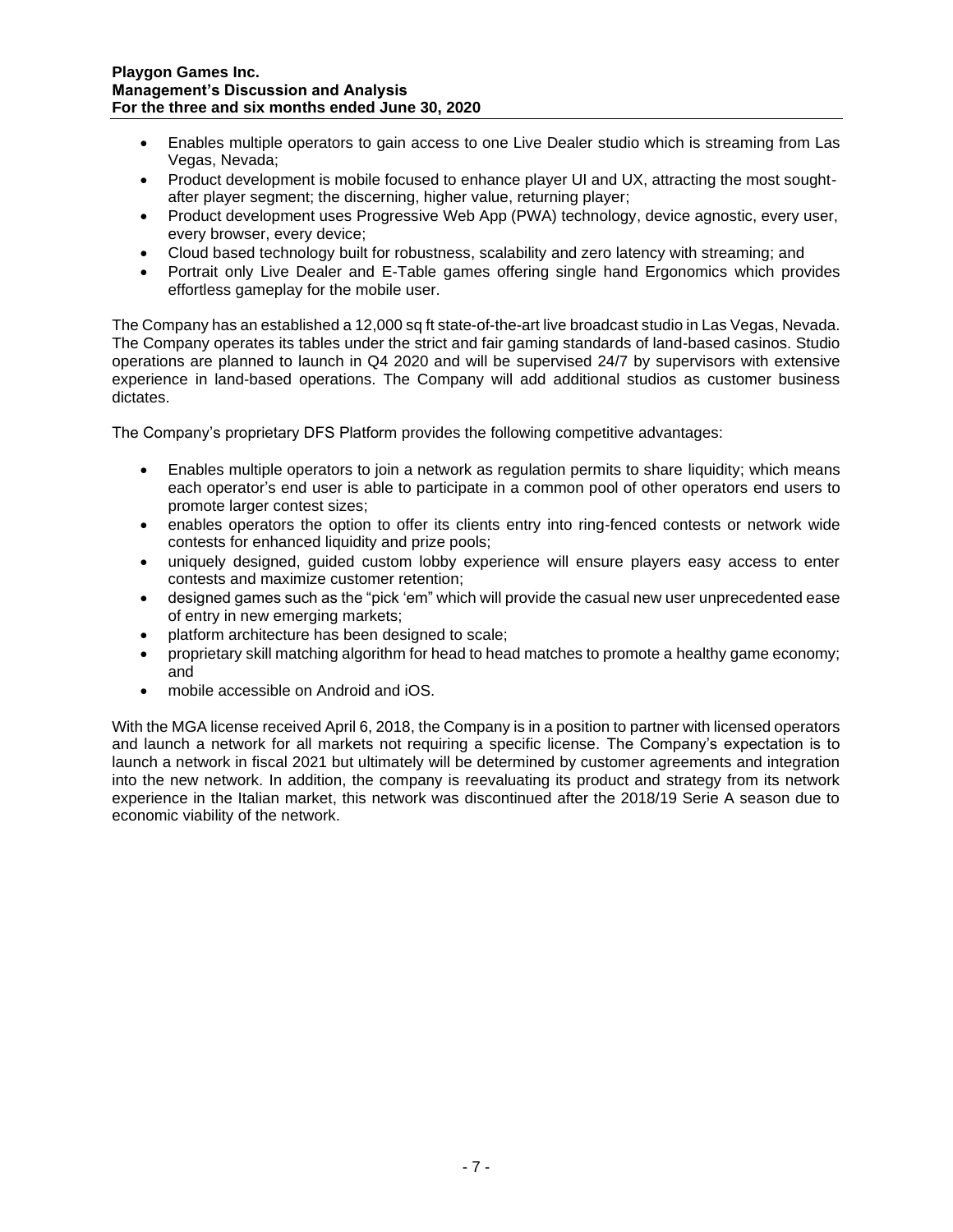- Enables multiple operators to gain access to one Live Dealer studio which is streaming from Las Vegas, Nevada;
- Product development is mobile focused to enhance player UI and UX, attracting the most sought-after player segment; the discerning, higher value, returning player;
- Product development uses Progressive Web App (PWA) technology, device agnostic, every user, every browser, every device;
- Cloud based technology built for robustness, scalability and zero latency with streaming; and
- Portrait only Live Dealer and E-Table games offering single hand Ergonomics which provides effortless gameplay for the mobile user.

The Company has an established a 12,000 sq ft state-of-the-art live broadcast studio in Las Vegas, Nevada. The Company operates its tables under the strict and fair gaming standards of land-based casinos. Studio operations are planned to launch in Q4 2020 and will be supervised 24/7 by supervisors with extensive experience in land-based operations. The Company will add additional studios as customer business dictates.

The Company's proprietary DFS Platform provides the following competitive advantages:

- Enables multiple operators to join a network as regulation permits to share liquidity; which means each operator's end user is able to participate in a common pool of other operators end users to promote larger contest sizes;
- enables operators the option to offer its clients entry into ring-fenced contests or network wide contests for enhanced liquidity and prize pools;
- uniquely designed, guided custom lobby experience will ensure players easy access to enter contests and maximize customer retention;
- designed games such as the "pick 'em" which will provide the casual new user unprecedented ease of entry in new emerging markets;
- platform architecture has been designed to scale;
- proprietary skill matching algorithm for head to head matches to promote a healthy game economy; and
- mobile accessible on Android and iOS.

With the MGA license received April 6, 2018, the Company is in a position to partner with licensed operators and launch a network for all markets not requiring a specific license. The Company's expectation is to launch a network in fiscal 2021 but ultimately will be determined by customer agreements and integration into the new network. In addition, the company is reevaluating its product and strategy from its network experience in the Italian market, this network was discontinued after the 2018/19 Serie A season due to economic viability of the network.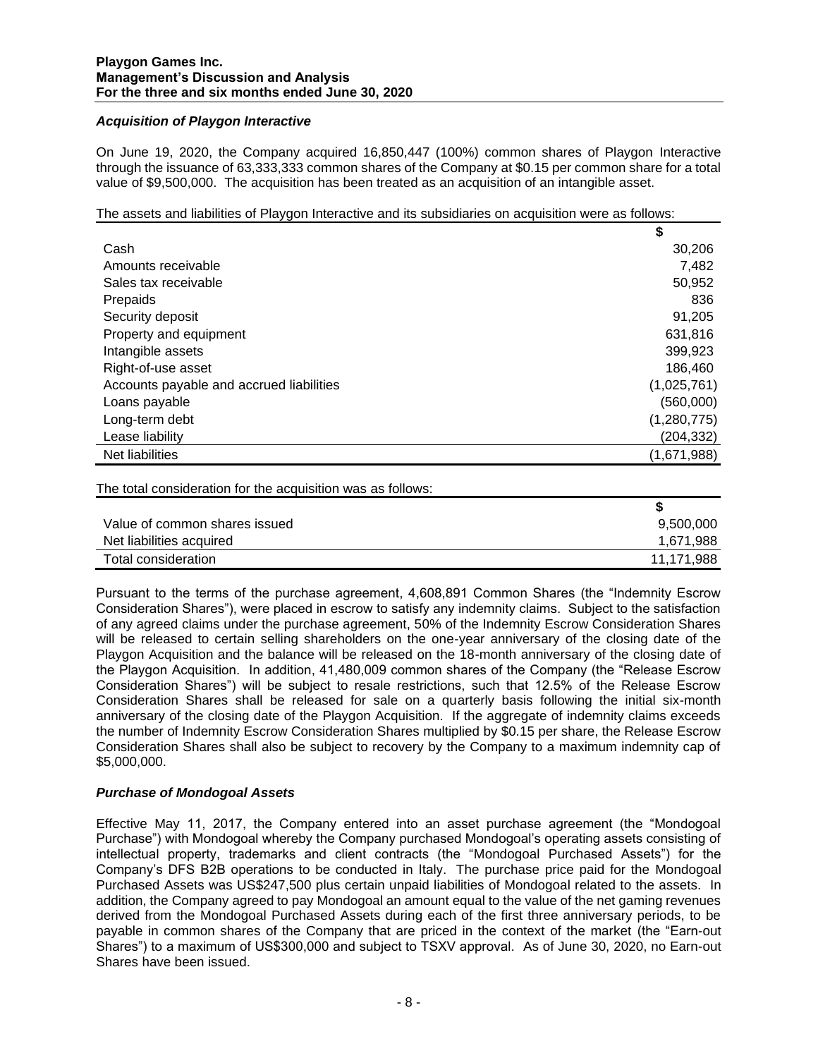### *Acquisition of Playgon Interactive*

On June 19, 2020, the Company acquired 16,850,447 (100%) common shares of Playgon Interactive through the issuance of 63,333,333 common shares of the Company at $0.15 per common share for a total value of $9,500,000. The acquisition has been treated as an acquisition of an intangible asset.

The assets and liabilities of Playgon Interactive and its subsidiaries on acquisition were as follows:

| | $ |
|---|---:|
| Cash | 30,206 |
| Amounts receivable | 7,482 |
| Sales tax receivable | 50,952 |
| Prepaids | 836 |
| Security deposit | 91,205 |
| Property and equipment | 631,816 |
| Intangible assets | 399,923 |
| Right-of-use asset | 186,460 |
| Accounts payable and accrued liabilities | (1,025,761) |
| Loans payable | (560,000) |
| Long-term debt | (1,280,775) |
| Lease liability | (204,332) |
| Net liabilities | (1,671,988) |

The total consideration for the acquisition was as follows:

| | $ |
|---|---:|
| Value of common shares issued | 9,500,000 |
| Net liabilities acquired | 1,671,988 |
| Total consideration | 11,171,988 |

Pursuant to the terms of the purchase agreement, 4,608,891 Common Shares (the "Indemnity Escrow Consideration Shares"), were placed in escrow to satisfy any indemnity claims. Subject to the satisfaction of any agreed claims under the purchase agreement, 50% of the Indemnity Escrow Consideration Shares will be released to certain selling shareholders on the one-year anniversary of the closing date of the Playgon Acquisition and the balance will be released on the 18-month anniversary of the closing date of the Playgon Acquisition. In addition, 41,480,009 common shares of the Company (the "Release Escrow Consideration Shares") will be subject to resale restrictions, such that 12.5% of the Release Escrow Consideration Shares shall be released for sale on a quarterly basis following the initial six-month anniversary of the closing date of the Playgon Acquisition. If the aggregate of indemnity claims exceeds the number of Indemnity Escrow Consideration Shares multiplied by $0.15 per share, the Release Escrow Consideration Shares shall also be subject to recovery by the Company to a maximum indemnity cap of $5,000,000.

### *Purchase of Mondogoal Assets*

Effective May 11, 2017, the Company entered into an asset purchase agreement (the "Mondogoal Purchase") with Mondogoal whereby the Company purchased Mondogoal's operating assets consisting of intellectual property, trademarks and client contracts (the "Mondogoal Purchased Assets") for the Company's DFS B2B operations to be conducted in Italy. The purchase price paid for the Mondogoal Purchased Assets was US$247,500 plus certain unpaid liabilities of Mondogoal related to the assets. In addition, the Company agreed to pay Mondogoal an amount equal to the value of the net gaming revenues derived from the Mondogoal Purchased Assets during each of the first three anniversary periods, to be payable in common shares of the Company that are priced in the context of the market (the "Earn-out Shares") to a maximum of US$300,000 and subject to TSXV approval. As of June 30, 2020, no Earn-out Shares have been issued.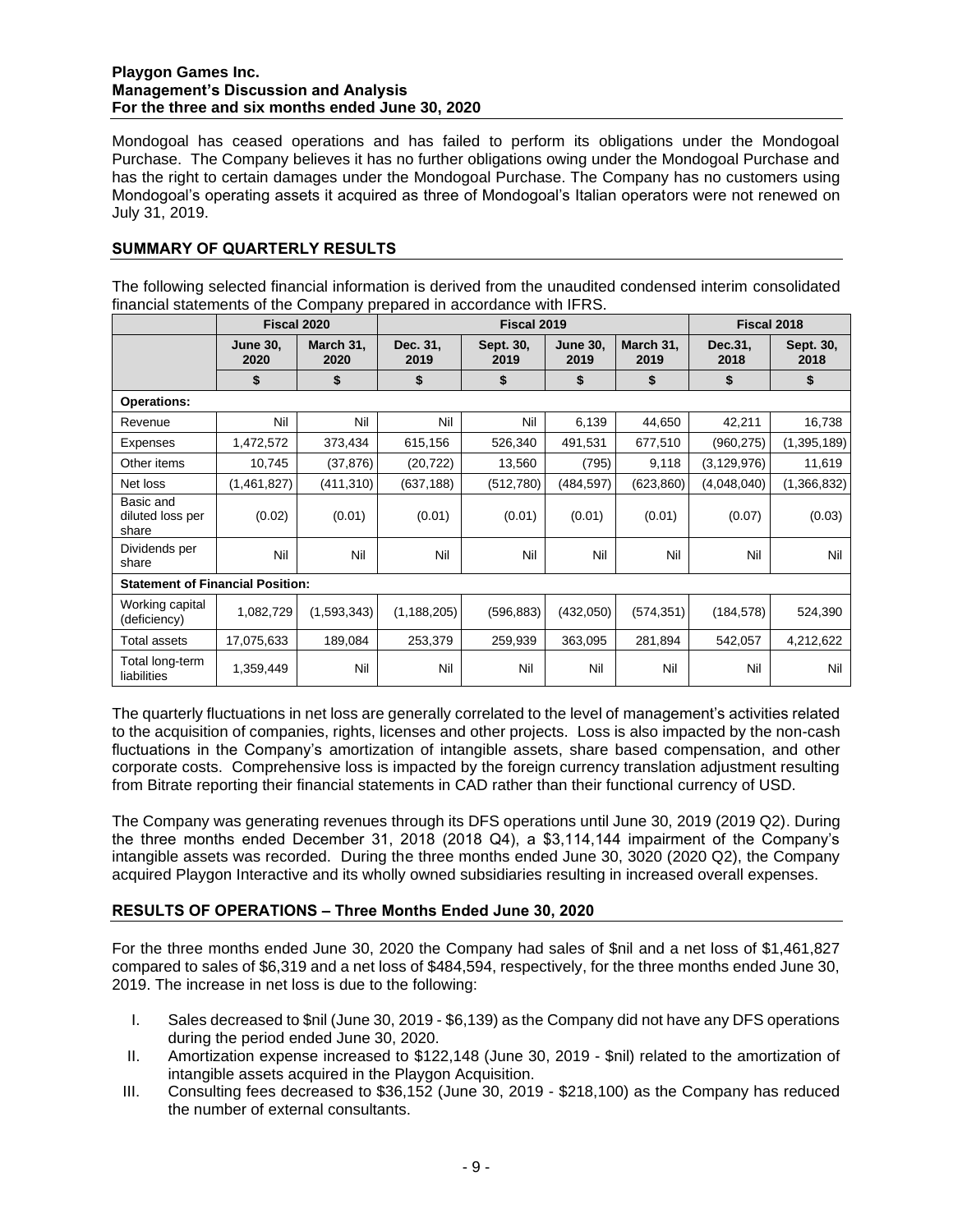Mondogoal has ceased operations and has failed to perform its obligations under the Mondogoal Purchase. The Company believes it has no further obligations owing under the Mondogoal Purchase and has the right to certain damages under the Mondogoal Purchase. The Company has no customers using Mondogoal's operating assets it acquired as three of Mondogoal's Italian operators were not renewed on July 31, 2019.

## SUMMARY OF QUARTERLY RESULTS

The following selected financial information is derived from the unaudited condensed interim consolidated financial statements of the Company prepared in accordance with IFRS.

| | Fiscal 2020 | | Fiscal 2019 | | | | Fiscal 2018 | |
|---|---|---|---|---|---|---|---|---|
| | **June 30, 2020** | **March 31, 2020** | **Dec. 31, 2019** | **Sept. 30, 2019** | **June 30, 2019** | **March 31, 2019** | **Dec.31, 2018** | **Sept. 30, 2018** |
| | **$** | **$** | **$** | **$** | **$** | **$** | **$** | **$** |
| **Operations:** | | | | | | | | |
| Revenue | Nil | Nil | Nil | Nil | 6,139 | 44,650 | 42,211 | 16,738 |
| Expenses | 1,472,572 | 373,434 | 615,156 | 526,340 | 491,531 | 677,510 | (960,275) | (1,395,189) |
| Other items | 10,745 | (37,876) | (20,722) | 13,560 | (795) | 9,118 | (3,129,976) | 11,619 |
| Net loss | (1,461,827) | (411,310) | (637,188) | (512,780) | (484,597) | (623,860) | (4,048,040) | (1,366,832) |
| Basic and diluted loss per share | (0.02) | (0.01) | (0.01) | (0.01) | (0.01) | (0.01) | (0.07) | (0.03) |
| Dividends per share | Nil | Nil | Nil | Nil | Nil | Nil | Nil | Nil |
| **Statement of Financial Position:** | | | | | | | | |
| Working capital (deficiency) | 1,082,729 | (1,593,343) | (1,188,205) | (596,883) | (432,050) | (574,351) | (184,578) | 524,390 |
| Total assets | 17,075,633 | 189,084 | 253,379 | 259,939 | 363,095 | 281,894 | 542,057 | 4,212,622 |
| Total long-term liabilities | 1,359,449 | Nil | Nil | Nil | Nil | Nil | Nil | Nil |

The quarterly fluctuations in net loss are generally correlated to the level of management's activities related to the acquisition of companies, rights, licenses and other projects. Loss is also impacted by the non-cash fluctuations in the Company's amortization of intangible assets, share based compensation, and other corporate costs. Comprehensive loss is impacted by the foreign currency translation adjustment resulting from Bitrate reporting their financial statements in CAD rather than their functional currency of USD.

The Company was generating revenues through its DFS operations until June 30, 2019 (2019 Q2). During the three months ended December 31, 2018 (2018 Q4), a $3,114,144 impairment of the Company's intangible assets was recorded. During the three months ended June 30, 3020 (2020 Q2), the Company acquired Playgon Interactive and its wholly owned subsidiaries resulting in increased overall expenses.

## RESULTS OF OPERATIONS – Three Months Ended June 30, 2020

For the three months ended June 30, 2020 the Company had sales of $nil and a net loss of $1,461,827 compared to sales of $6,319 and a net loss of $484,594, respectively, for the three months ended June 30, 2019. The increase in net loss is due to the following:

I. Sales decreased to $nil (June 30, 2019 - $6,139) as the Company did not have any DFS operations during the period ended June 30, 2020.

II. Amortization expense increased to $122,148 (June 30, 2019 - $nil) related to the amortization of intangible assets acquired in the Playgon Acquisition.

III. Consulting fees decreased to $36,152 (June 30, 2019 - $218,100) as the Company has reduced the number of external consultants.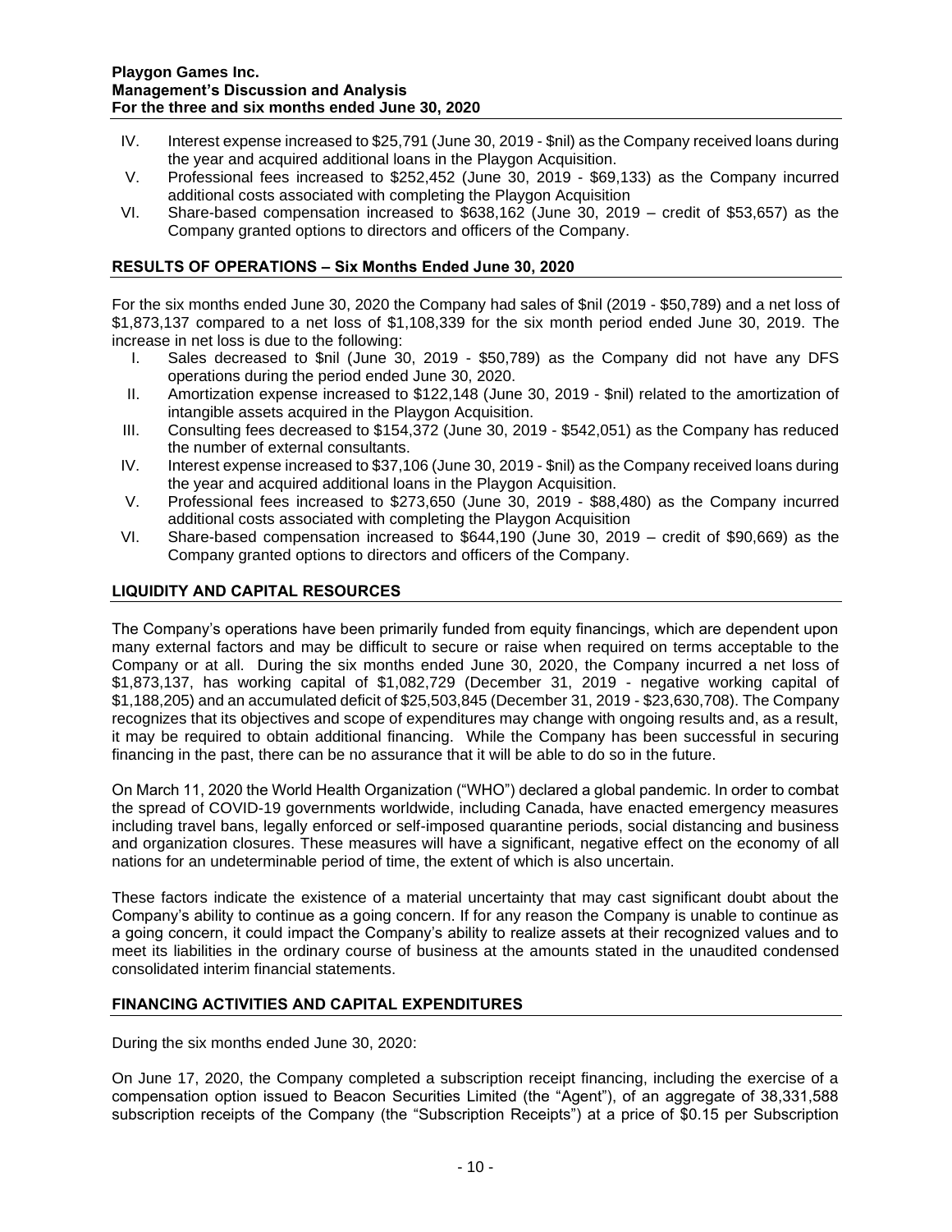IV. Interest expense increased to $25,791 (June 30, 2019 - $nil) as the Company received loans during the year and acquired additional loans in the Playgon Acquisition.

V. Professional fees increased to $252,452 (June 30, 2019 - $69,133) as the Company incurred additional costs associated with completing the Playgon Acquisition

VI. Share-based compensation increased to $638,162 (June 30, 2019 – credit of $53,657) as the Company granted options to directors and officers of the Company.

## RESULTS OF OPERATIONS – Six Months Ended June 30, 2020

For the six months ended June 30, 2020 the Company had sales of $nil (2019 - $50,789) and a net loss of $1,873,137 compared to a net loss of $1,108,339 for the six month period ended June 30, 2019. The increase in net loss is due to the following:

I. Sales decreased to $nil (June 30, 2019 - $50,789) as the Company did not have any DFS operations during the period ended June 30, 2020.

II. Amortization expense increased to $122,148 (June 30, 2019 - $nil) related to the amortization of intangible assets acquired in the Playgon Acquisition.

III. Consulting fees decreased to $154,372 (June 30, 2019 - $542,051) as the Company has reduced the number of external consultants.

IV. Interest expense increased to $37,106 (June 30, 2019 - $nil) as the Company received loans during the year and acquired additional loans in the Playgon Acquisition.

V. Professional fees increased to $273,650 (June 30, 2019 - $88,480) as the Company incurred additional costs associated with completing the Playgon Acquisition

VI. Share-based compensation increased to $644,190 (June 30, 2019 – credit of $90,669) as the Company granted options to directors and officers of the Company.

## LIQUIDITY AND CAPITAL RESOURCES

The Company's operations have been primarily funded from equity financings, which are dependent upon many external factors and may be difficult to secure or raise when required on terms acceptable to the Company or at all. During the six months ended June 30, 2020, the Company incurred a net loss of $1,873,137, has working capital of $1,082,729 (December 31, 2019 - negative working capital of $1,188,205) and an accumulated deficit of $25,503,845 (December 31, 2019 - $23,630,708). The Company recognizes that its objectives and scope of expenditures may change with ongoing results and, as a result, it may be required to obtain additional financing. While the Company has been successful in securing financing in the past, there can be no assurance that it will be able to do so in the future.

On March 11, 2020 the World Health Organization ("WHO") declared a global pandemic. In order to combat the spread of COVID-19 governments worldwide, including Canada, have enacted emergency measures including travel bans, legally enforced or self-imposed quarantine periods, social distancing and business and organization closures. These measures will have a significant, negative effect on the economy of all nations for an undeterminable period of time, the extent of which is also uncertain.

These factors indicate the existence of a material uncertainty that may cast significant doubt about the Company's ability to continue as a going concern. If for any reason the Company is unable to continue as a going concern, it could impact the Company's ability to realize assets at their recognized values and to meet its liabilities in the ordinary course of business at the amounts stated in the unaudited condensed consolidated interim financial statements.

## FINANCING ACTIVITIES AND CAPITAL EXPENDITURES

During the six months ended June 30, 2020:

On June 17, 2020, the Company completed a subscription receipt financing, including the exercise of a compensation option issued to Beacon Securities Limited (the "Agent"), of an aggregate of 38,331,588 subscription receipts of the Company (the "Subscription Receipts") at a price of $0.15 per Subscription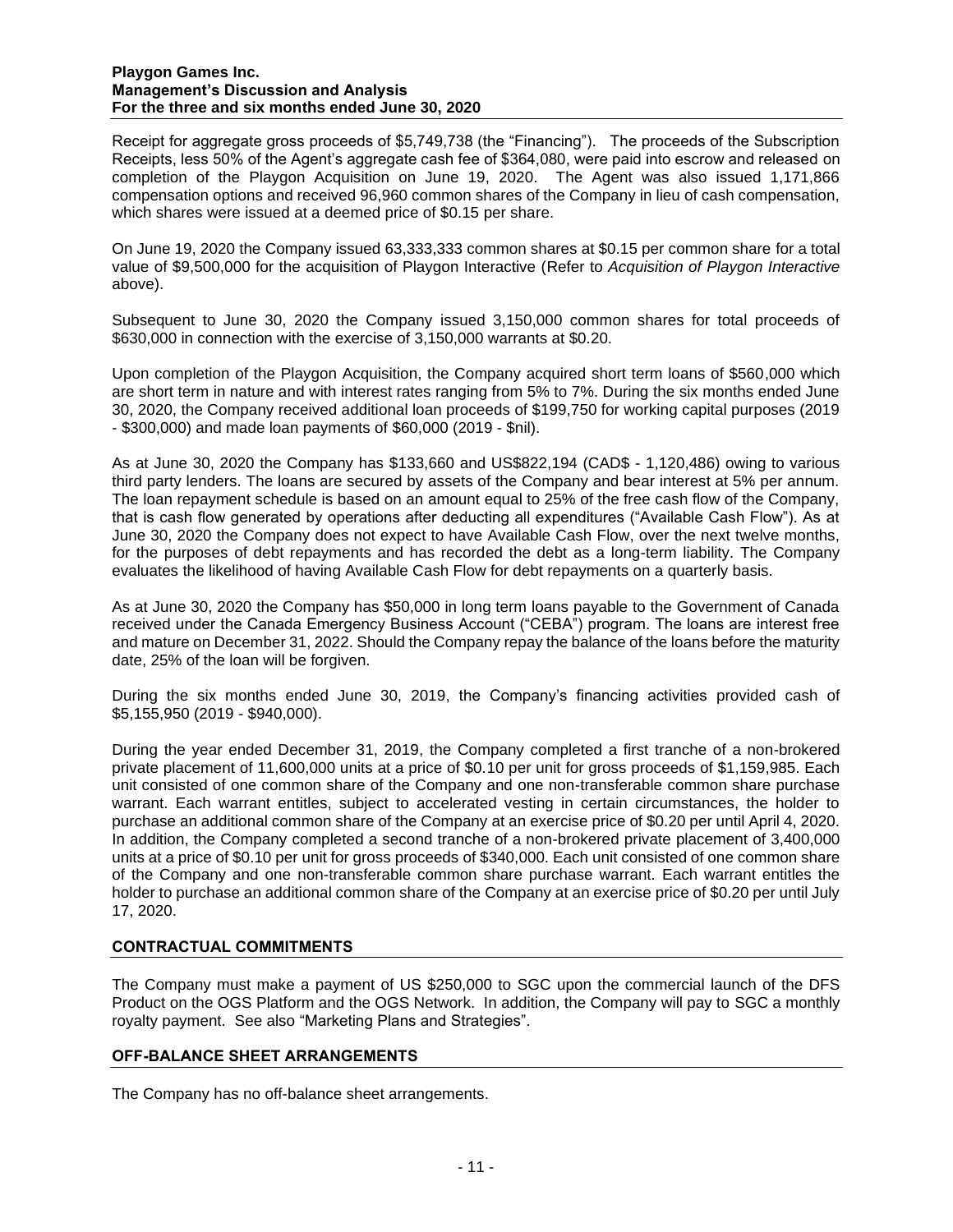Receipt for aggregate gross proceeds of $5,749,738 (the "Financing"). The proceeds of the Subscription Receipts, less 50% of the Agent's aggregate cash fee of $364,080, were paid into escrow and released on completion of the Playgon Acquisition on June 19, 2020. The Agent was also issued 1,171,866 compensation options and received 96,960 common shares of the Company in lieu of cash compensation, which shares were issued at a deemed price of $0.15 per share.

On June 19, 2020 the Company issued 63,333,333 common shares at $0.15 per common share for a total value of $9,500,000 for the acquisition of Playgon Interactive (Refer to *Acquisition of Playgon Interactive* above).

Subsequent to June 30, 2020 the Company issued 3,150,000 common shares for total proceeds of $630,000 in connection with the exercise of 3,150,000 warrants at $0.20.

Upon completion of the Playgon Acquisition, the Company acquired short term loans of $560,000 which are short term in nature and with interest rates ranging from 5% to 7%. During the six months ended June 30, 2020, the Company received additional loan proceeds of $199,750 for working capital purposes (2019 - $300,000) and made loan payments of $60,000 (2019 - $nil).

As at June 30, 2020 the Company has $133,660 and US$822,194 (CAD$ - 1,120,486) owing to various third party lenders. The loans are secured by assets of the Company and bear interest at 5% per annum. The loan repayment schedule is based on an amount equal to 25% of the free cash flow of the Company, that is cash flow generated by operations after deducting all expenditures ("Available Cash Flow"). As at June 30, 2020 the Company does not expect to have Available Cash Flow, over the next twelve months, for the purposes of debt repayments and has recorded the debt as a long-term liability. The Company evaluates the likelihood of having Available Cash Flow for debt repayments on a quarterly basis.

As at June 30, 2020 the Company has $50,000 in long term loans payable to the Government of Canada received under the Canada Emergency Business Account ("CEBA") program. The loans are interest free and mature on December 31, 2022. Should the Company repay the balance of the loans before the maturity date, 25% of the loan will be forgiven.

During the six months ended June 30, 2019, the Company's financing activities provided cash of $5,155,950 (2019 - $940,000).

During the year ended December 31, 2019, the Company completed a first tranche of a non-brokered private placement of 11,600,000 units at a price of $0.10 per unit for gross proceeds of $1,159,985. Each unit consisted of one common share of the Company and one non-transferable common share purchase warrant. Each warrant entitles, subject to accelerated vesting in certain circumstances, the holder to purchase an additional common share of the Company at an exercise price of $0.20 per until April 4, 2020. In addition, the Company completed a second tranche of a non-brokered private placement of 3,400,000 units at a price of $0.10 per unit for gross proceeds of $340,000. Each unit consisted of one common share of the Company and one non-transferable common share purchase warrant. Each warrant entitles the holder to purchase an additional common share of the Company at an exercise price of $0.20 per until July 17, 2020.

## CONTRACTUAL COMMITMENTS

The Company must make a payment of US $250,000 to SGC upon the commercial launch of the DFS Product on the OGS Platform and the OGS Network. In addition, the Company will pay to SGC a monthly royalty payment. See also "Marketing Plans and Strategies".

## OFF-BALANCE SHEET ARRANGEMENTS

The Company has no off-balance sheet arrangements.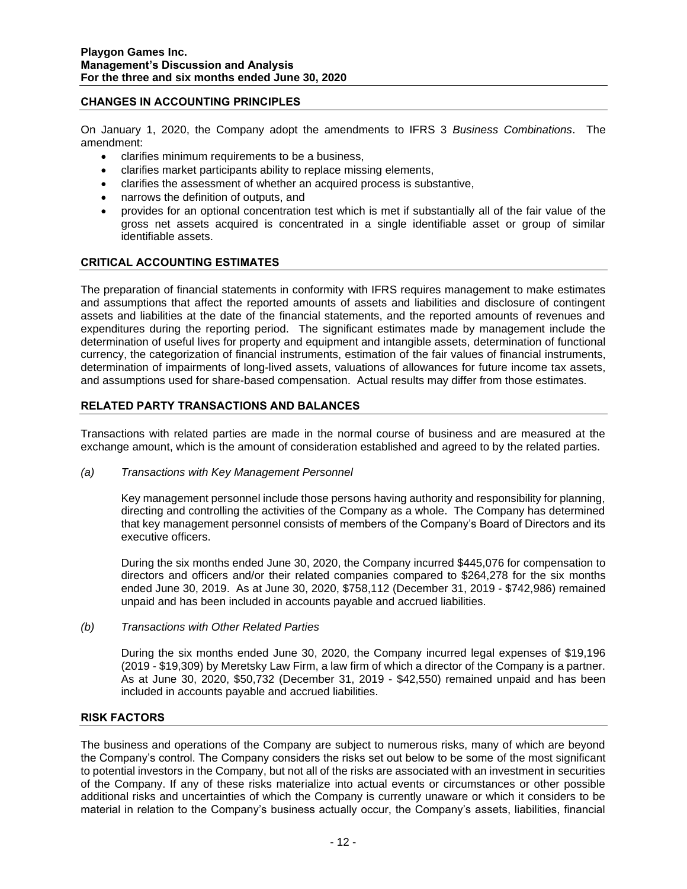## CHANGES IN ACCOUNTING PRINCIPLES

On January 1, 2020, the Company adopt the amendments to IFRS 3 *Business Combinations*. The amendment:

- clarifies minimum requirements to be a business,
- clarifies market participants ability to replace missing elements,
- clarifies the assessment of whether an acquired process is substantive,
- narrows the definition of outputs, and
- provides for an optional concentration test which is met if substantially all of the fair value of the gross net assets acquired is concentrated in a single identifiable asset or group of similar identifiable assets.

## CRITICAL ACCOUNTING ESTIMATES

The preparation of financial statements in conformity with IFRS requires management to make estimates and assumptions that affect the reported amounts of assets and liabilities and disclosure of contingent assets and liabilities at the date of the financial statements, and the reported amounts of revenues and expenditures during the reporting period. The significant estimates made by management include the determination of useful lives for property and equipment and intangible assets, determination of functional currency, the categorization of financial instruments, estimation of the fair values of financial instruments, determination of impairments of long-lived assets, valuations of allowances for future income tax assets, and assumptions used for share-based compensation. Actual results may differ from those estimates.

## RELATED PARTY TRANSACTIONS AND BALANCES

Transactions with related parties are made in the normal course of business and are measured at the exchange amount, which is the amount of consideration established and agreed to by the related parties.

*(a) Transactions with Key Management Personnel*

Key management personnel include those persons having authority and responsibility for planning, directing and controlling the activities of the Company as a whole. The Company has determined that key management personnel consists of members of the Company's Board of Directors and its executive officers.

During the six months ended June 30, 2020, the Company incurred $445,076 for compensation to directors and officers and/or their related companies compared to $264,278 for the six months ended June 30, 2019. As at June 30, 2020, $758,112 (December 31, 2019 - $742,986) remained unpaid and has been included in accounts payable and accrued liabilities.

*(b) Transactions with Other Related Parties*

During the six months ended June 30, 2020, the Company incurred legal expenses of $19,196 (2019 - $19,309) by Meretsky Law Firm, a law firm of which a director of the Company is a partner. As at June 30, 2020, $50,732 (December 31, 2019 - $42,550) remained unpaid and has been included in accounts payable and accrued liabilities.

## RISK FACTORS

The business and operations of the Company are subject to numerous risks, many of which are beyond the Company's control. The Company considers the risks set out below to be some of the most significant to potential investors in the Company, but not all of the risks are associated with an investment in securities of the Company. If any of these risks materialize into actual events or circumstances or other possible additional risks and uncertainties of which the Company is currently unaware or which it considers to be material in relation to the Company's business actually occur, the Company's assets, liabilities, financial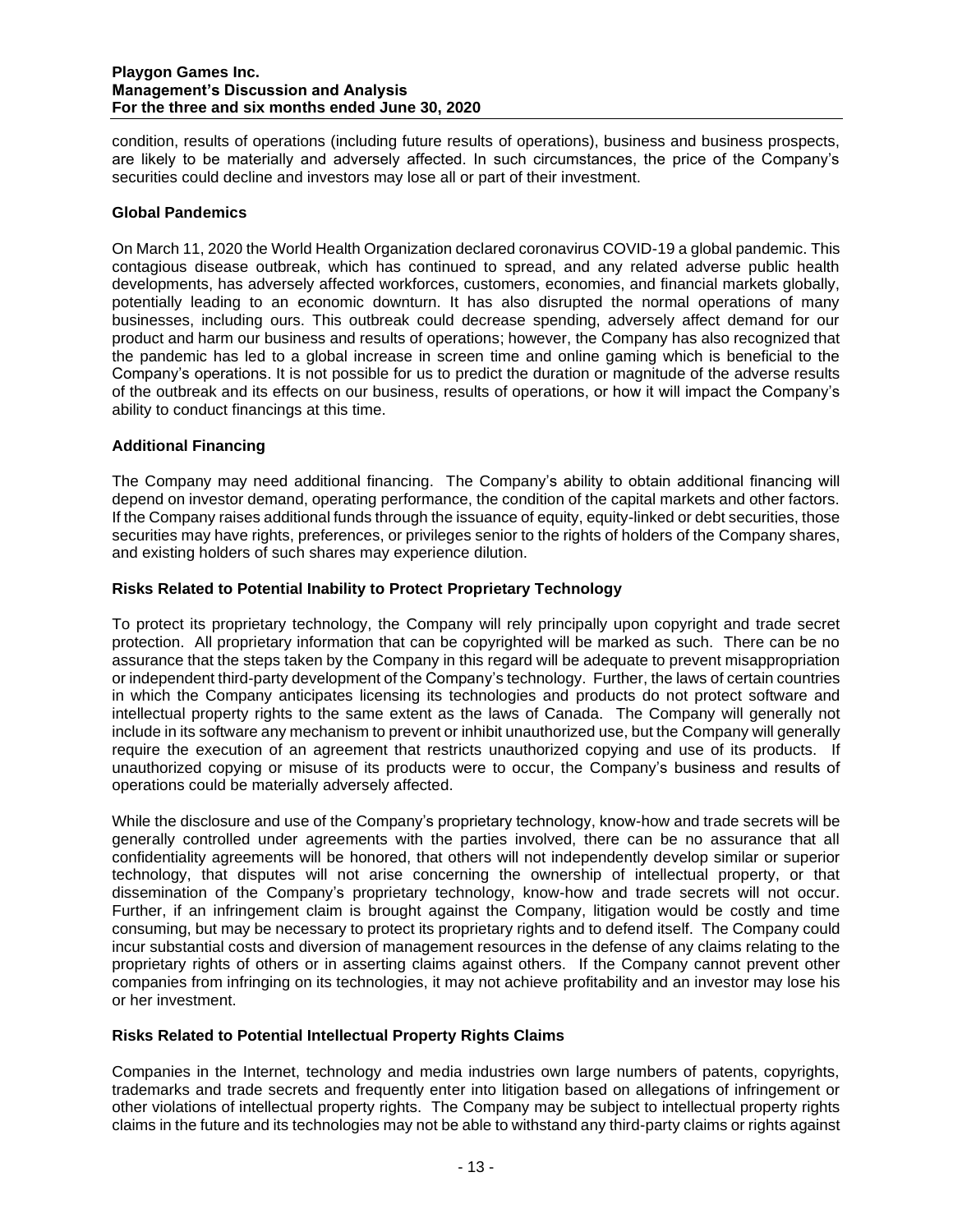condition, results of operations (including future results of operations), business and business prospects, are likely to be materially and adversely affected. In such circumstances, the price of the Company's securities could decline and investors may lose all or part of their investment.

### Global Pandemics

On March 11, 2020 the World Health Organization declared coronavirus COVID-19 a global pandemic. This contagious disease outbreak, which has continued to spread, and any related adverse public health developments, has adversely affected workforces, customers, economies, and financial markets globally, potentially leading to an economic downturn. It has also disrupted the normal operations of many businesses, including ours. This outbreak could decrease spending, adversely affect demand for our product and harm our business and results of operations; however, the Company has also recognized that the pandemic has led to a global increase in screen time and online gaming which is beneficial to the Company's operations. It is not possible for us to predict the duration or magnitude of the adverse results of the outbreak and its effects on our business, results of operations, or how it will impact the Company's ability to conduct financings at this time.

### Additional Financing

The Company may need additional financing. The Company's ability to obtain additional financing will depend on investor demand, operating performance, the condition of the capital markets and other factors. If the Company raises additional funds through the issuance of equity, equity-linked or debt securities, those securities may have rights, preferences, or privileges senior to the rights of holders of the Company shares, and existing holders of such shares may experience dilution.

### Risks Related to Potential Inability to Protect Proprietary Technology

To protect its proprietary technology, the Company will rely principally upon copyright and trade secret protection. All proprietary information that can be copyrighted will be marked as such. There can be no assurance that the steps taken by the Company in this regard will be adequate to prevent misappropriation or independent third-party development of the Company's technology. Further, the laws of certain countries in which the Company anticipates licensing its technologies and products do not protect software and intellectual property rights to the same extent as the laws of Canada. The Company will generally not include in its software any mechanism to prevent or inhibit unauthorized use, but the Company will generally require the execution of an agreement that restricts unauthorized copying and use of its products. If unauthorized copying or misuse of its products were to occur, the Company's business and results of operations could be materially adversely affected.

While the disclosure and use of the Company's proprietary technology, know-how and trade secrets will be generally controlled under agreements with the parties involved, there can be no assurance that all confidentiality agreements will be honored, that others will not independently develop similar or superior technology, that disputes will not arise concerning the ownership of intellectual property, or that dissemination of the Company's proprietary technology, know-how and trade secrets will not occur. Further, if an infringement claim is brought against the Company, litigation would be costly and time consuming, but may be necessary to protect its proprietary rights and to defend itself. The Company could incur substantial costs and diversion of management resources in the defense of any claims relating to the proprietary rights of others or in asserting claims against others. If the Company cannot prevent other companies from infringing on its technologies, it may not achieve profitability and an investor may lose his or her investment.

### Risks Related to Potential Intellectual Property Rights Claims

Companies in the Internet, technology and media industries own large numbers of patents, copyrights, trademarks and trade secrets and frequently enter into litigation based on allegations of infringement or other violations of intellectual property rights. The Company may be subject to intellectual property rights claims in the future and its technologies may not be able to withstand any third-party claims or rights against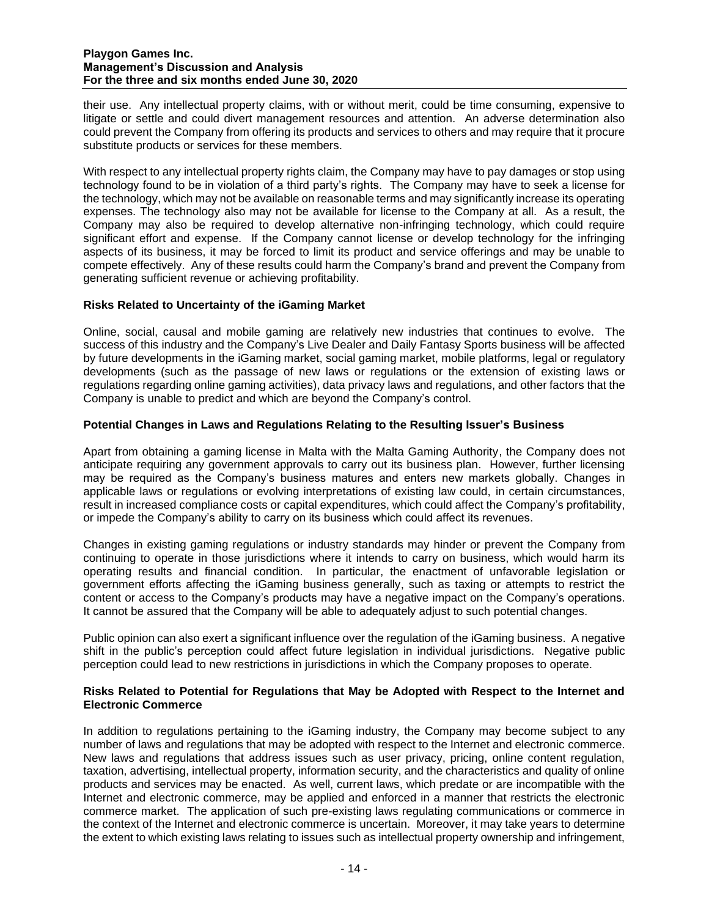their use. Any intellectual property claims, with or without merit, could be time consuming, expensive to litigate or settle and could divert management resources and attention. An adverse determination also could prevent the Company from offering its products and services to others and may require that it procure substitute products or services for these members.

With respect to any intellectual property rights claim, the Company may have to pay damages or stop using technology found to be in violation of a third party's rights. The Company may have to seek a license for the technology, which may not be available on reasonable terms and may significantly increase its operating expenses. The technology also may not be available for license to the Company at all. As a result, the Company may also be required to develop alternative non-infringing technology, which could require significant effort and expense. If the Company cannot license or develop technology for the infringing aspects of its business, it may be forced to limit its product and service offerings and may be unable to compete effectively. Any of these results could harm the Company's brand and prevent the Company from generating sufficient revenue or achieving profitability.

### Risks Related to Uncertainty of the iGaming Market

Online, social, causal and mobile gaming are relatively new industries that continues to evolve. The success of this industry and the Company's Live Dealer and Daily Fantasy Sports business will be affected by future developments in the iGaming market, social gaming market, mobile platforms, legal or regulatory developments (such as the passage of new laws or regulations or the extension of existing laws or regulations regarding online gaming activities), data privacy laws and regulations, and other factors that the Company is unable to predict and which are beyond the Company's control.

### Potential Changes in Laws and Regulations Relating to the Resulting Issuer's Business

Apart from obtaining a gaming license in Malta with the Malta Gaming Authority, the Company does not anticipate requiring any government approvals to carry out its business plan. However, further licensing may be required as the Company's business matures and enters new markets globally. Changes in applicable laws or regulations or evolving interpretations of existing law could, in certain circumstances, result in increased compliance costs or capital expenditures, which could affect the Company's profitability, or impede the Company's ability to carry on its business which could affect its revenues.

Changes in existing gaming regulations or industry standards may hinder or prevent the Company from continuing to operate in those jurisdictions where it intends to carry on business, which would harm its operating results and financial condition. In particular, the enactment of unfavorable legislation or government efforts affecting the iGaming business generally, such as taxing or attempts to restrict the content or access to the Company's products may have a negative impact on the Company's operations. It cannot be assured that the Company will be able to adequately adjust to such potential changes.

Public opinion can also exert a significant influence over the regulation of the iGaming business. A negative shift in the public's perception could affect future legislation in individual jurisdictions. Negative public perception could lead to new restrictions in jurisdictions in which the Company proposes to operate.

### Risks Related to Potential for Regulations that May be Adopted with Respect to the Internet and Electronic Commerce

In addition to regulations pertaining to the iGaming industry, the Company may become subject to any number of laws and regulations that may be adopted with respect to the Internet and electronic commerce. New laws and regulations that address issues such as user privacy, pricing, online content regulation, taxation, advertising, intellectual property, information security, and the characteristics and quality of online products and services may be enacted. As well, current laws, which predate or are incompatible with the Internet and electronic commerce, may be applied and enforced in a manner that restricts the electronic commerce market. The application of such pre-existing laws regulating communications or commerce in the context of the Internet and electronic commerce is uncertain. Moreover, it may take years to determine the extent to which existing laws relating to issues such as intellectual property ownership and infringement,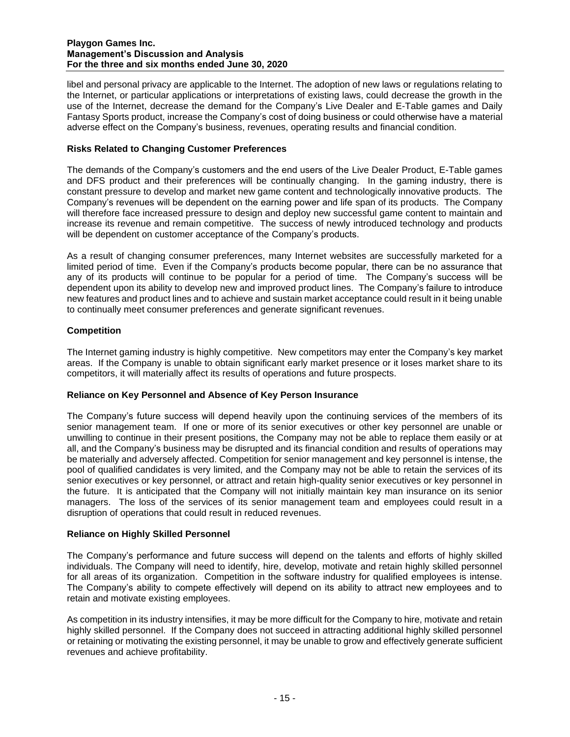libel and personal privacy are applicable to the Internet. The adoption of new laws or regulations relating to the Internet, or particular applications or interpretations of existing laws, could decrease the growth in the use of the Internet, decrease the demand for the Company's Live Dealer and E-Table games and Daily Fantasy Sports product, increase the Company's cost of doing business or could otherwise have a material adverse effect on the Company's business, revenues, operating results and financial condition.

### Risks Related to Changing Customer Preferences

The demands of the Company's customers and the end users of the Live Dealer Product, E-Table games and DFS product and their preferences will be continually changing. In the gaming industry, there is constant pressure to develop and market new game content and technologically innovative products. The Company's revenues will be dependent on the earning power and life span of its products. The Company will therefore face increased pressure to design and deploy new successful game content to maintain and increase its revenue and remain competitive. The success of newly introduced technology and products will be dependent on customer acceptance of the Company's products.

As a result of changing consumer preferences, many Internet websites are successfully marketed for a limited period of time. Even if the Company's products become popular, there can be no assurance that any of its products will continue to be popular for a period of time. The Company's success will be dependent upon its ability to develop new and improved product lines. The Company's failure to introduce new features and product lines and to achieve and sustain market acceptance could result in it being unable to continually meet consumer preferences and generate significant revenues.

### Competition

The Internet gaming industry is highly competitive. New competitors may enter the Company's key market areas. If the Company is unable to obtain significant early market presence or it loses market share to its competitors, it will materially affect its results of operations and future prospects.

### Reliance on Key Personnel and Absence of Key Person Insurance

The Company's future success will depend heavily upon the continuing services of the members of its senior management team. If one or more of its senior executives or other key personnel are unable or unwilling to continue in their present positions, the Company may not be able to replace them easily or at all, and the Company's business may be disrupted and its financial condition and results of operations may be materially and adversely affected. Competition for senior management and key personnel is intense, the pool of qualified candidates is very limited, and the Company may not be able to retain the services of its senior executives or key personnel, or attract and retain high-quality senior executives or key personnel in the future. It is anticipated that the Company will not initially maintain key man insurance on its senior managers. The loss of the services of its senior management team and employees could result in a disruption of operations that could result in reduced revenues.

### Reliance on Highly Skilled Personnel

The Company's performance and future success will depend on the talents and efforts of highly skilled individuals. The Company will need to identify, hire, develop, motivate and retain highly skilled personnel for all areas of its organization. Competition in the software industry for qualified employees is intense. The Company's ability to compete effectively will depend on its ability to attract new employees and to retain and motivate existing employees.

As competition in its industry intensifies, it may be more difficult for the Company to hire, motivate and retain highly skilled personnel. If the Company does not succeed in attracting additional highly skilled personnel or retaining or motivating the existing personnel, it may be unable to grow and effectively generate sufficient revenues and achieve profitability.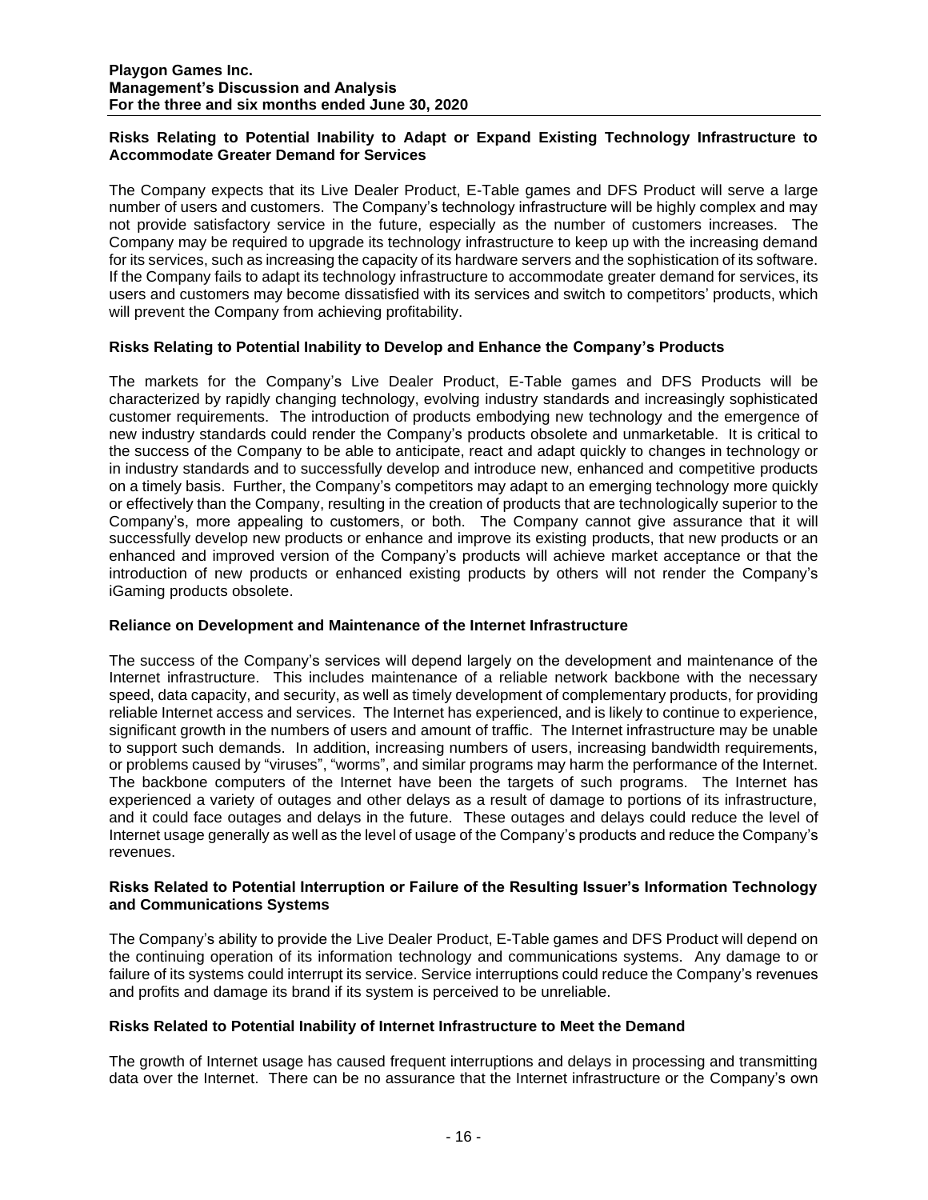#### Risks Relating to Potential Inability to Adapt or Expand Existing Technology Infrastructure to Accommodate Greater Demand for Services

The Company expects that its Live Dealer Product, E-Table games and DFS Product will serve a large number of users and customers. The Company's technology infrastructure will be highly complex and may not provide satisfactory service in the future, especially as the number of customers increases. The Company may be required to upgrade its technology infrastructure to keep up with the increasing demand for its services, such as increasing the capacity of its hardware servers and the sophistication of its software. If the Company fails to adapt its technology infrastructure to accommodate greater demand for services, its users and customers may become dissatisfied with its services and switch to competitors' products, which will prevent the Company from achieving profitability.

#### Risks Relating to Potential Inability to Develop and Enhance the Company's Products

The markets for the Company's Live Dealer Product, E-Table games and DFS Products will be characterized by rapidly changing technology, evolving industry standards and increasingly sophisticated customer requirements. The introduction of products embodying new technology and the emergence of new industry standards could render the Company's products obsolete and unmarketable. It is critical to the success of the Company to be able to anticipate, react and adapt quickly to changes in technology or in industry standards and to successfully develop and introduce new, enhanced and competitive products on a timely basis. Further, the Company's competitors may adapt to an emerging technology more quickly or effectively than the Company, resulting in the creation of products that are technologically superior to the Company's, more appealing to customers, or both. The Company cannot give assurance that it will successfully develop new products or enhance and improve its existing products, that new products or an enhanced and improved version of the Company's products will achieve market acceptance or that the introduction of new products or enhanced existing products by others will not render the Company's iGaming products obsolete.

#### Reliance on Development and Maintenance of the Internet Infrastructure

The success of the Company's services will depend largely on the development and maintenance of the Internet infrastructure. This includes maintenance of a reliable network backbone with the necessary speed, data capacity, and security, as well as timely development of complementary products, for providing reliable Internet access and services. The Internet has experienced, and is likely to continue to experience, significant growth in the numbers of users and amount of traffic. The Internet infrastructure may be unable to support such demands. In addition, increasing numbers of users, increasing bandwidth requirements, or problems caused by "viruses", "worms", and similar programs may harm the performance of the Internet. The backbone computers of the Internet have been the targets of such programs. The Internet has experienced a variety of outages and other delays as a result of damage to portions of its infrastructure, and it could face outages and delays in the future. These outages and delays could reduce the level of Internet usage generally as well as the level of usage of the Company's products and reduce the Company's revenues.

#### Risks Related to Potential Interruption or Failure of the Resulting Issuer's Information Technology and Communications Systems

The Company's ability to provide the Live Dealer Product, E-Table games and DFS Product will depend on the continuing operation of its information technology and communications systems. Any damage to or failure of its systems could interrupt its service. Service interruptions could reduce the Company's revenues and profits and damage its brand if its system is perceived to be unreliable.

#### Risks Related to Potential Inability of Internet Infrastructure to Meet the Demand

The growth of Internet usage has caused frequent interruptions and delays in processing and transmitting data over the Internet. There can be no assurance that the Internet infrastructure or the Company's own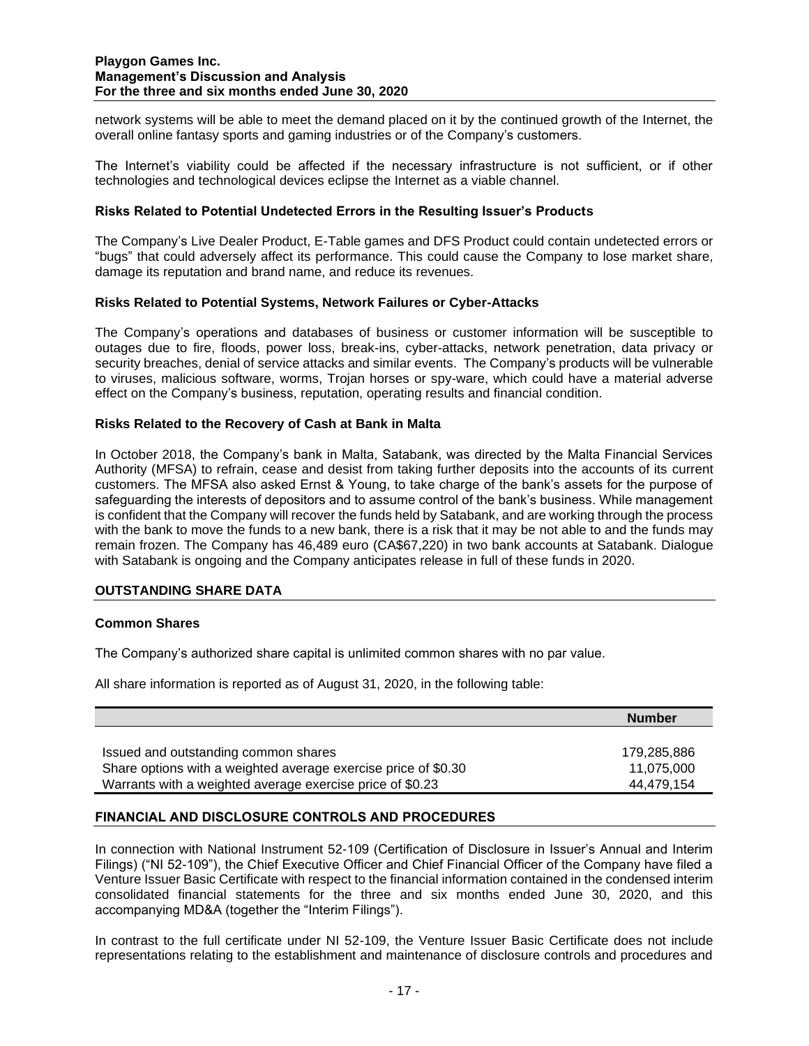network systems will be able to meet the demand placed on it by the continued growth of the Internet, the overall online fantasy sports and gaming industries or of the Company's customers.

The Internet's viability could be affected if the necessary infrastructure is not sufficient, or if other technologies and technological devices eclipse the Internet as a viable channel.

### Risks Related to Potential Undetected Errors in the Resulting Issuer's Products

The Company's Live Dealer Product, E-Table games and DFS Product could contain undetected errors or "bugs" that could adversely affect its performance. This could cause the Company to lose market share, damage its reputation and brand name, and reduce its revenues.

### Risks Related to Potential Systems, Network Failures or Cyber-Attacks

The Company's operations and databases of business or customer information will be susceptible to outages due to fire, floods, power loss, break-ins, cyber-attacks, network penetration, data privacy or security breaches, denial of service attacks and similar events. The Company's products will be vulnerable to viruses, malicious software, worms, Trojan horses or spy-ware, which could have a material adverse effect on the Company's business, reputation, operating results and financial condition.

### Risks Related to the Recovery of Cash at Bank in Malta

In October 2018, the Company's bank in Malta, Satabank, was directed by the Malta Financial Services Authority (MFSA) to refrain, cease and desist from taking further deposits into the accounts of its current customers. The MFSA also asked Ernst & Young, to take charge of the bank's assets for the purpose of safeguarding the interests of depositors and to assume control of the bank's business. While management is confident that the Company will recover the funds held by Satabank, and are working through the process with the bank to move the funds to a new bank, there is a risk that it may be not able to and the funds may remain frozen. The Company has 46,489 euro (CA$67,220) in two bank accounts at Satabank. Dialogue with Satabank is ongoing and the Company anticipates release in full of these funds in 2020.

## OUTSTANDING SHARE DATA

### Common Shares

The Company's authorized share capital is unlimited common shares with no par value.

All share information is reported as of August 31, 2020, in the following table:

| | Number |
|---|---|
| Issued and outstanding common shares | 179,285,886 |
| Share options with a weighted average exercise price of $0.30 | 11,075,000 |
| Warrants with a weighted average exercise price of $0.23 | 44,479,154 |

## FINANCIAL AND DISCLOSURE CONTROLS AND PROCEDURES

In connection with National Instrument 52-109 (Certification of Disclosure in Issuer's Annual and Interim Filings) ("NI 52-109"), the Chief Executive Officer and Chief Financial Officer of the Company have filed a Venture Issuer Basic Certificate with respect to the financial information contained in the condensed interim consolidated financial statements for the three and six months ended June 30, 2020, and this accompanying MD&A (together the "Interim Filings").

In contrast to the full certificate under NI 52-109, the Venture Issuer Basic Certificate does not include representations relating to the establishment and maintenance of disclosure controls and procedures and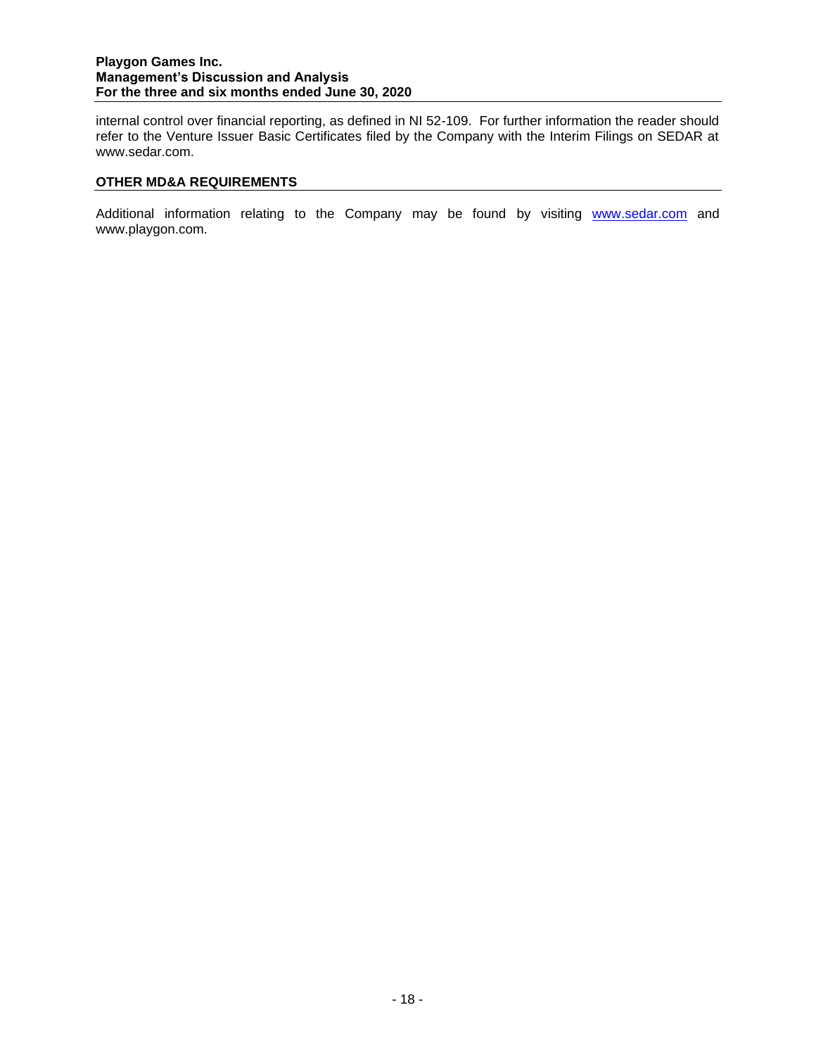internal control over financial reporting, as defined in NI 52-109. For further information the reader should refer to the Venture Issuer Basic Certificates filed by the Company with the Interim Filings on SEDAR at www.sedar.com.

## OTHER MD&A REQUIREMENTS

Additional information relating to the Company may be found by visiting www.sedar.com and www.playgon.com.